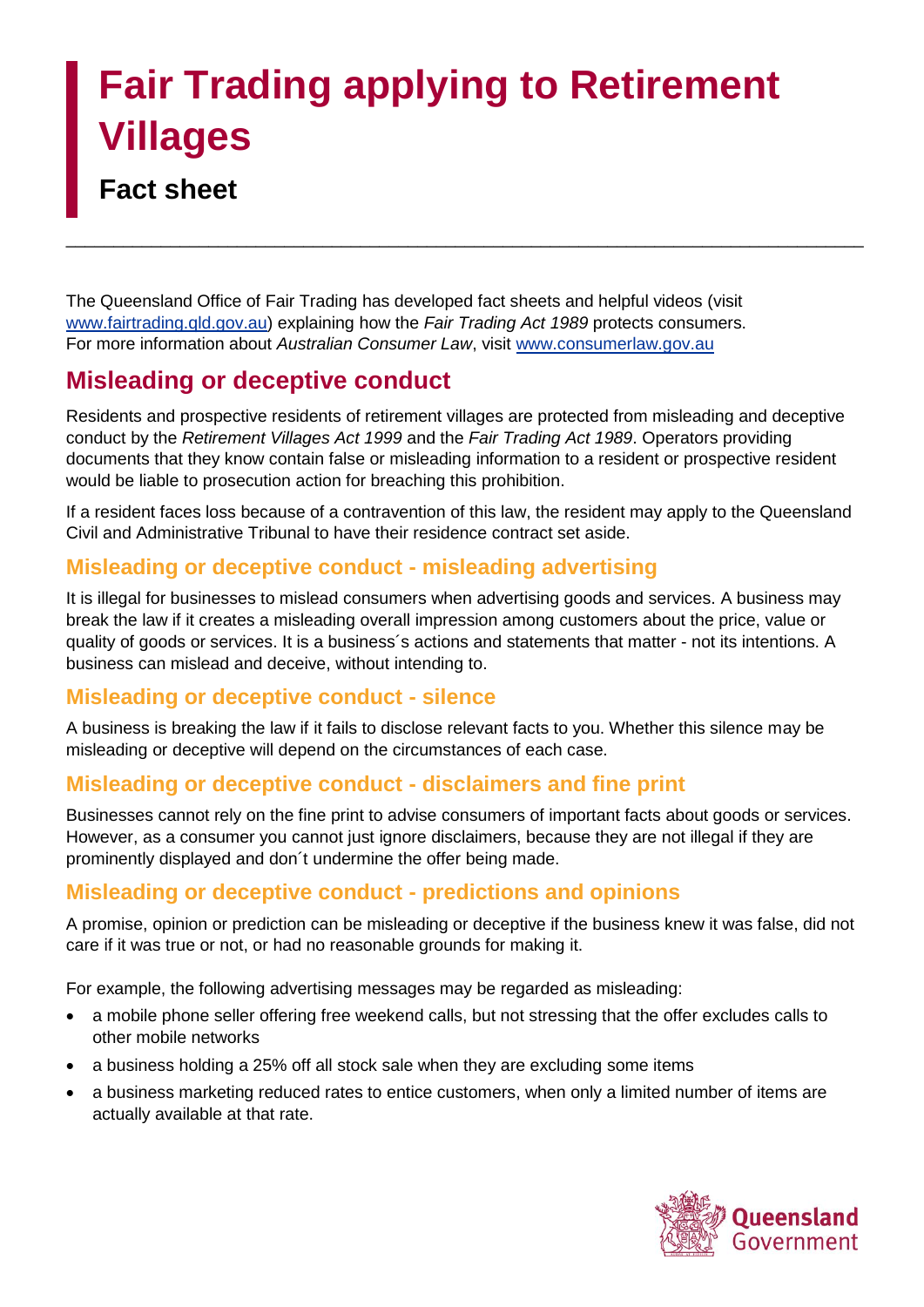# Fair Trading applying to Retirement Villages

## Fact sheet

The Queensland Office of Fair Trading has developed fact sheets and helpful videos (visit www.fairtrading.qld.gov.au) explaining how the *Fair Trading Act 1989* protects consumers. For more information about *Australian Consumer Law*, visit www.consumerlaw.gov.au

## Misleading or deceptive conduct

Residents and prospective residents of retirement villages are protected from misleading and deceptive conduct by the *Retirement Villages Act 1999* and the *Fair Trading Act 1989*. Operators providing documents that they know contain false or misleading information to a resident or prospective resident would be liable to prosecution action for breaching this prohibition.

If a resident faces loss because of a contravention of this law, the resident may apply to the Queensland Civil and Administrative Tribunal to have their residence contract set aside.

### Misleading or deceptive conduct - misleading advertising

It is illegal for businesses to mislead consumers when advertising goods and services. A business may break the law if it creates a misleading overall impression among customers about the price, value or quality of goods or services. It is a business´s actions and statements that matter - not its intentions. A business can mislead and deceive, without intending to.

### Misleading or deceptive conduct - silence

A business is breaking the law if it fails to disclose relevant facts to you. Whether this silence may be misleading or deceptive will depend on the circumstances of each case.

### Misleading or deceptive conduct - disclaimers and fine print

Businesses cannot rely on the fine print to advise consumers of important facts about goods or services. However, as a consumer you cannot just ignore disclaimers, because they are not illegal if they are prominently displayed and don´t undermine the offer being made.

### Misleading or deceptive conduct - predictions and opinions

A promise, opinion or prediction can be misleading or deceptive if the business knew it was false, did not care if it was true or not, or had no reasonable grounds for making it.

For example, the following advertising messages may be regarded as misleading:

- a mobile phone seller offering free weekend calls, but not stressing that the offer excludes calls to other mobile networks
- a business holding a 25% off all stock sale when they are excluding some items
- a business marketing reduced rates to entice customers, when only a limited number of items are actually available at that rate.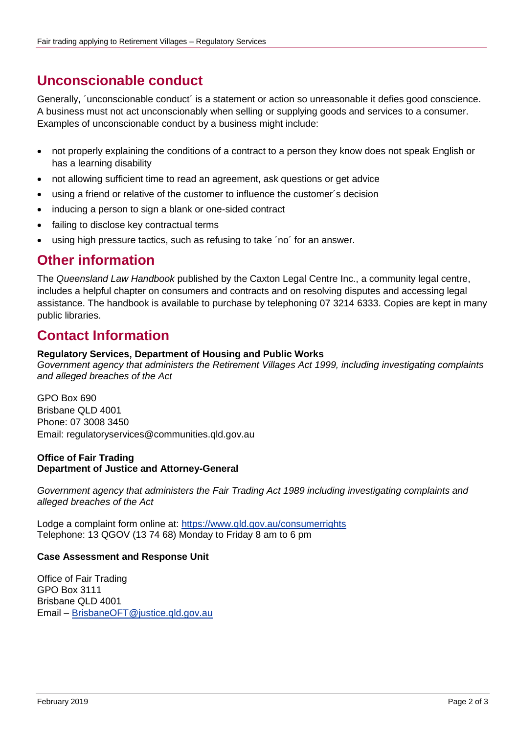## Unconscionable conduct

Generally, ´unconscionable conduct´ is a statement or action so unreasonable it defies good conscience. A business must not act unconscionably when selling or supplying goods and services to a consumer. Examples of unconscionable conduct by a business might include:

- not properly explaining the conditions of a contract to a person they know does not speak English or has a learning disability
- not allowing sufficient time to read an agreement, ask questions or get advice
- using a friend or relative of the customer to influence the customer´s decision
- inducing a person to sign a blank or one-sided contract
- failing to disclose key contractual terms
- using high pressure tactics, such as refusing to take ´no´ for an answer.

## Other information

The *Queensland Law Handbook* published by the Caxton Legal Centre Inc., a community legal centre, includes a helpful chapter on consumers and contracts and on resolving disputes and accessing legal assistance. The handbook is available to purchase by telephoning 07 3214 6333. Copies are kept in many public libraries.

## Contact Information

**Regulatory Services, Department of Housing and Public Works**
*Government agency that administers the Retirement Villages Act 1999, including investigating complaints and alleged breaches of the Act*

GPO Box 690
Brisbane QLD 4001
Phone: 07 3008 3450
Email: regulatoryservices@communities.qld.gov.au

**Office of Fair Trading**
**Department of Justice and Attorney-General**

*Government agency that administers the Fair Trading Act 1989 including investigating complaints and alleged breaches of the Act*

Lodge a complaint form online at: https://www.qld.gov.au/consumerrights
Telephone: 13 QGOV (13 74 68) Monday to Friday 8 am to 6 pm

**Case Assessment and Response Unit**

Office of Fair Trading
GPO Box 3111
Brisbane QLD 4001
Email – BrisbaneOFT@justice.qld.gov.au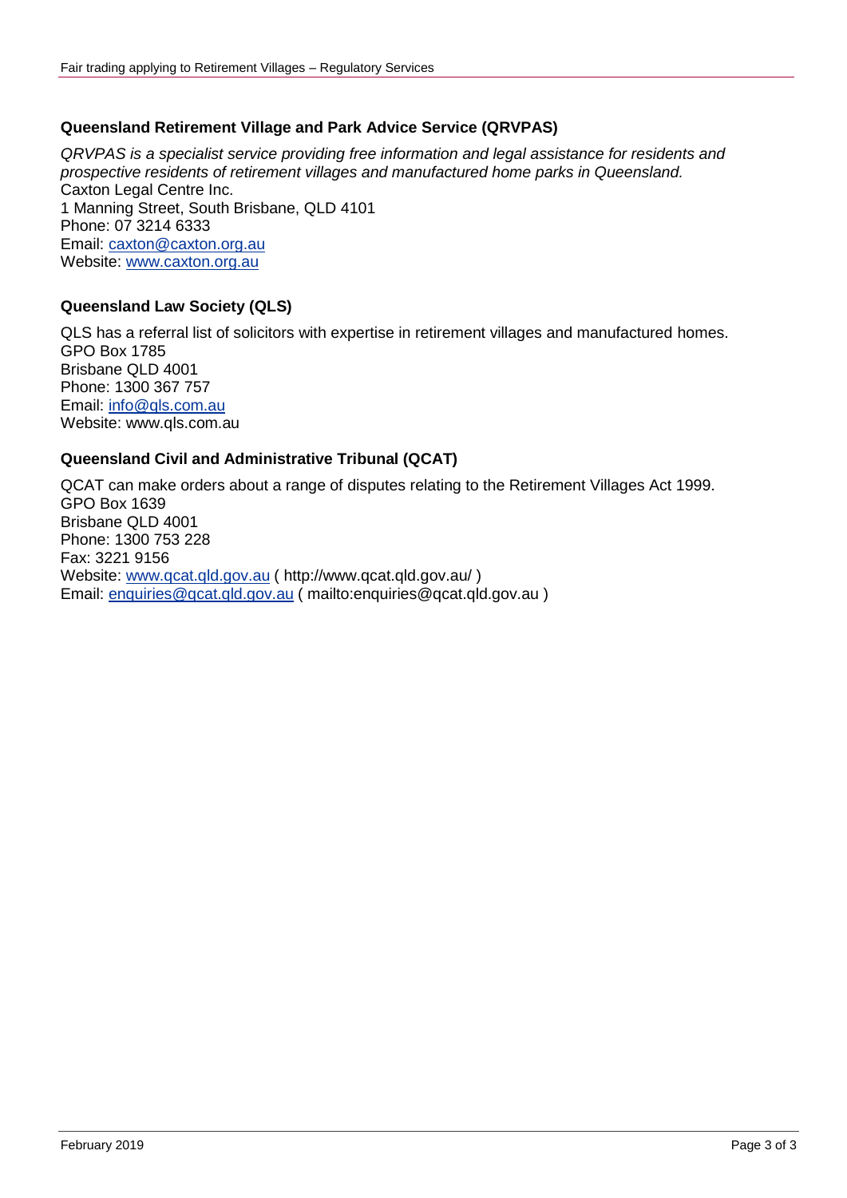### Queensland Retirement Village and Park Advice Service (QRVPAS)

*QRVPAS is a specialist service providing free information and legal assistance for residents and prospective residents of retirement villages and manufactured home parks in Queensland.*
Caxton Legal Centre Inc.
1 Manning Street, South Brisbane, QLD 4101
Phone: 07 3214 6333
Email: caxton@caxton.org.au
Website: www.caxton.org.au

### Queensland Law Society (QLS)

QLS has a referral list of solicitors with expertise in retirement villages and manufactured homes.
GPO Box 1785
Brisbane QLD 4001
Phone: 1300 367 757
Email: info@qls.com.au
Website: www.qls.com.au

### Queensland Civil and Administrative Tribunal (QCAT)

QCAT can make orders about a range of disputes relating to the Retirement Villages Act 1999.
GPO Box 1639
Brisbane QLD 4001
Phone: 1300 753 228
Fax: 3221 9156
Website: www.qcat.qld.gov.au ( http://www.qcat.qld.gov.au/ )
Email: enquiries@qcat.qld.gov.au ( mailto:enquiries@qcat.qld.gov.au )